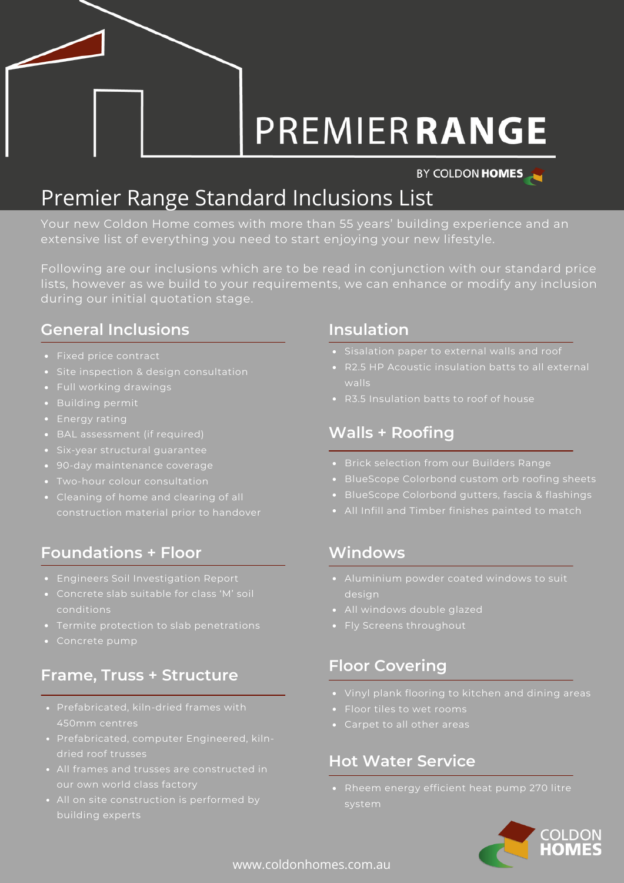# PREMIER RANGE

BY COLDON HOMES

## Premier Range Standard Inclusions List

Your new Coldon Home comes with more than 55 years' building experience and an extensive list of everything you need to start enjoying your new lifestyle.

Following are our inclusions which are to be read in conjunction with our standard price lists, however as we build to your requirements, we can enhance or modify any inclusion during our initial quotation stage.

### General Inclusions

- Fixed price contract
- Site inspection & design consultation
- Full working drawings
- Building permit
- Energy rating
- BAL assessment (if required)
- Six-year structural guarantee
- 90-day maintenance coverage
- Two-hour colour consultation
- Cleaning of home and clearing of all construction material prior to handover

### Foundations + Floor

- Engineers Soil Investigation Report
- Concrete slab suitable for class 'M' soil conditions
- Termite protection to slab penetrations
- Concrete pump

### Frame, Truss + Structure

- Prefabricated, kiln-dried frames with 450mm centres
- Prefabricated, computer Engineered, kiln-dried roof trusses
- All frames and trusses are constructed in our own world class factory
- All on site construction is performed by building experts

### Insulation

- Sisalation paper to external walls and roof
- R2.5 HP Acoustic insulation batts to all external walls
- R3.5 Insulation batts to roof of house

### Walls + Roofing

- Brick selection from our Builders Range
- BlueScope Colorbond custom orb roofing sheets
- BlueScope Colorbond gutters, fascia & flashings
- All Infill and Timber finishes painted to match

### Windows

- Aluminium powder coated windows to suit design
- All windows double glazed
- Fly Screens throughout

### Floor Covering

- Vinyl plank flooring to kitchen and dining areas
- Floor tiles to wet rooms
- Carpet to all other areas

### Hot Water Service

- Rheem energy efficient heat pump 270 litre system

COLDON HOMES

www.coldonhomes.com.au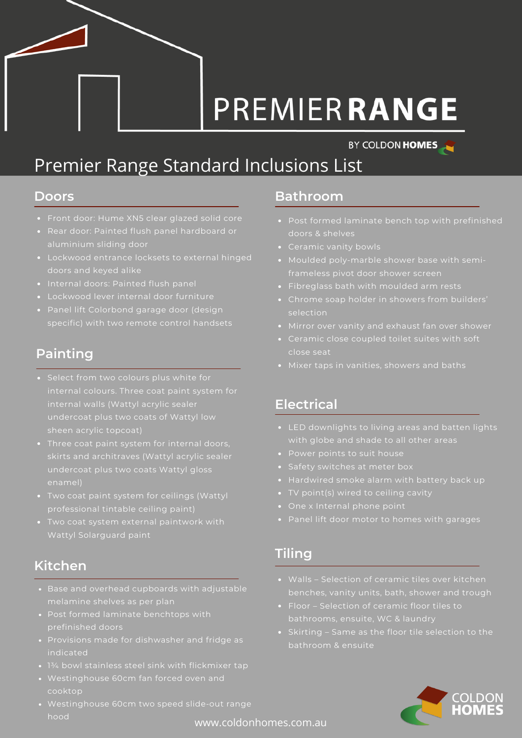# PREMIER RANGE

BY COLDON HOMES

## Premier Range Standard Inclusions List

### Doors

- Front door: Hume XN5 clear glazed solid core
- Rear door: Painted flush panel hardboard or aluminium sliding door
- Lockwood entrance locksets to external hinged doors and keyed alike
- Internal doors: Painted flush panel
- Lockwood lever internal door furniture
- Panel lift Colorbond garage door (design specific) with two remote control handsets

### Painting

- Select from two colours plus white for internal colours. Three coat paint system for internal walls (Wattyl acrylic sealer undercoat plus two coats of Wattyl low sheen acrylic topcoat)
- Three coat paint system for internal doors, skirts and architraves (Wattyl acrylic sealer undercoat plus two coats Wattyl gloss enamel)
- Two coat paint system for ceilings (Wattyl professional tintable ceiling paint)
- Two coat system external paintwork with Wattyl Solarguard paint

### Kitchen

- Base and overhead cupboards with adjustable melamine shelves as per plan
- Post formed laminate benchtops with prefinished doors
- Provisions made for dishwasher and fridge as indicated
- 1¾ bowl stainless steel sink with flickmixer tap
- Westinghouse 60cm fan forced oven and cooktop
- Westinghouse 60cm two speed slide-out range hood

### Bathroom

- Post formed laminate bench top with prefinished doors & shelves
- Ceramic vanity bowls
- Moulded poly-marble shower base with semi-frameless pivot door shower screen
- Fibreglass bath with moulded arm rests
- Chrome soap holder in showers from builders' selection
- Mirror over vanity and exhaust fan over shower
- Ceramic close coupled toilet suites with soft close seat
- Mixer taps in vanities, showers and baths

### Electrical

- LED downlights to living areas and batten lights with globe and shade to all other areas
- Power points to suit house
- Safety switches at meter box
- Hardwired smoke alarm with battery back up
- TV point(s) wired to ceiling cavity
- One x Internal phone point
- Panel lift door motor to homes with garages

### Tiling

- Walls – Selection of ceramic tiles over kitchen benches, vanity units, bath, shower and trough
- Floor – Selection of ceramic floor tiles to bathrooms, ensuite, WC & laundry
- Skirting – Same as the floor tile selection to the bathroom & ensuite

COLDON HOMES

www.coldonhomes.com.au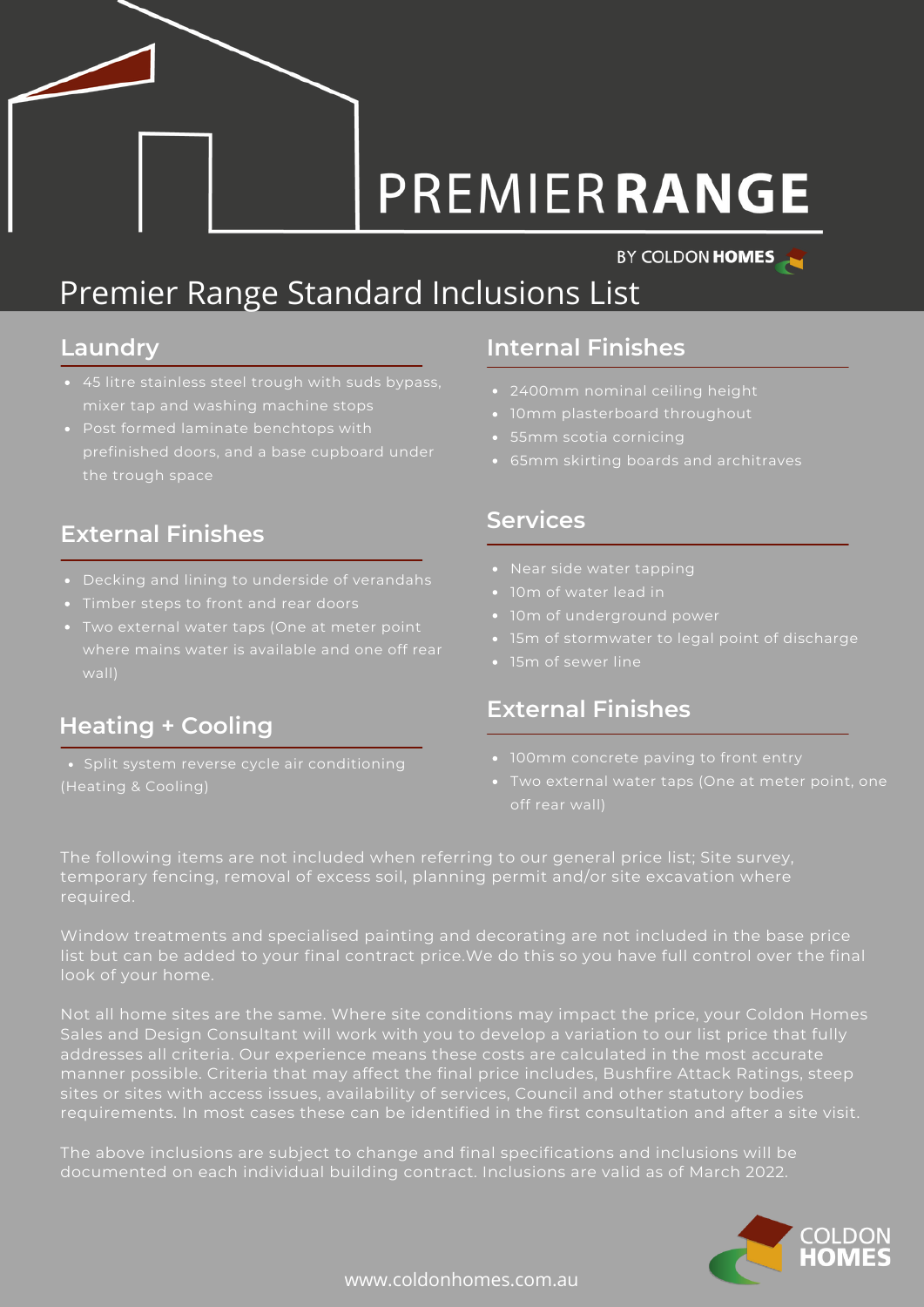# PREMIER RANGE

BY COLDON HOMES

## Premier Range Standard Inclusions List

### Laundry

- 45 litre stainless steel trough with suds bypass, mixer tap and washing machine stops
- Post formed laminate benchtops with prefinished doors, and a base cupboard under the trough space

### External Finishes

- Decking and lining to underside of verandahs
- Timber steps to front and rear doors
- Two external water taps (One at meter point where mains water is available and one off rear wall)

### Heating + Cooling

- Split system reverse cycle air conditioning (Heating & Cooling)

### Internal Finishes

- 2400mm nominal ceiling height
- 10mm plasterboard throughout
- 55mm scotia cornicing
- 65mm skirting boards and architraves

### Services

- Near side water tapping
- 10m of water lead in
- 10m of underground power
- 15m of stormwater to legal point of discharge
- 15m of sewer line

### External Finishes

- 100mm concrete paving to front entry
- Two external water taps (One at meter point, one off rear wall)

The following items are not included when referring to our general price list; Site survey, temporary fencing, removal of excess soil, planning permit and/or site excavation where required.

Window treatments and specialised painting and decorating are not included in the base price list but can be added to your final contract price.We do this so you have full control over the final look of your home.

Not all home sites are the same. Where site conditions may impact the price, your Coldon Homes Sales and Design Consultant will work with you to develop a variation to our list price that fully addresses all criteria. Our experience means these costs are calculated in the most accurate manner possible. Criteria that may affect the final price includes, Bushfire Attack Ratings, steep sites or sites with access issues, availability of services, Council and other statutory bodies requirements. In most cases these can be identified in the first consultation and after a site visit.

The above inclusions are subject to change and final specifications and inclusions will be documented on each individual building contract. Inclusions are valid as of March 2022.

COLDON HOMES

www.coldonhomes.com.au